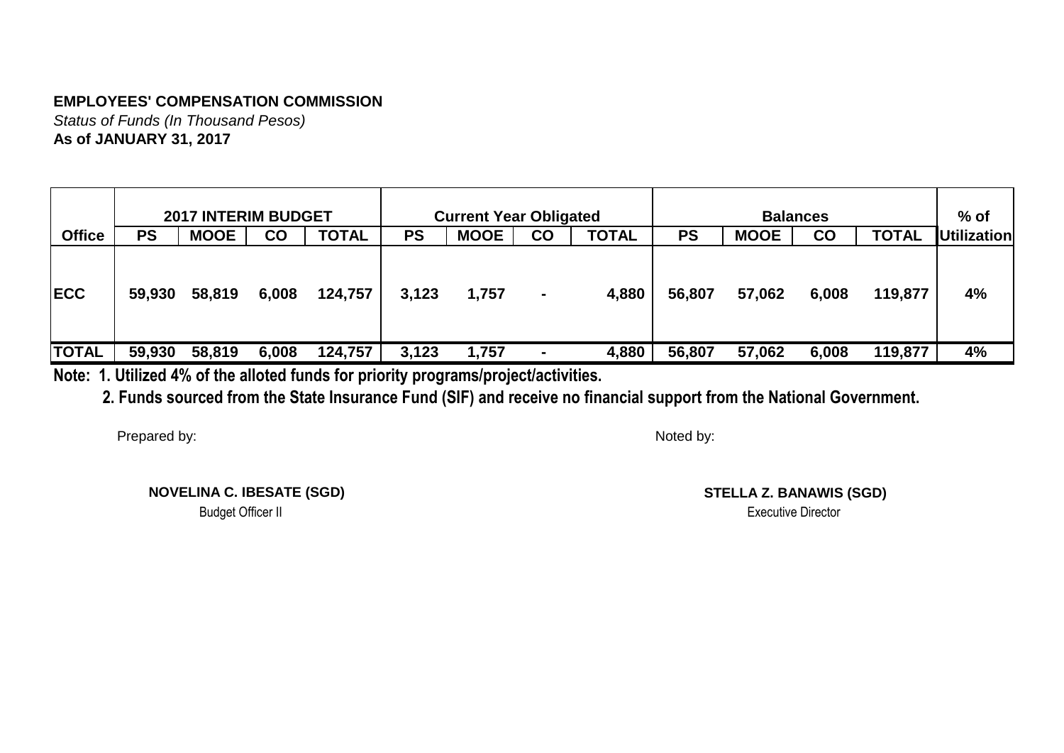**EMPLOYEES' COMPENSATION COMMISSION**

*Status of Funds (In Thousand Pesos)*

**As of JANUARY 31, 2017**

| | **2017 INTERIM BUDGET** | | | | **Current Year Obligated** | | | | **Balances** | | | | **% of** |
|---|---|---|---|---|---|---|---|---|---|---|---|---|---|
| **Office** | **PS** | **MOOE** | **CO** | **TOTAL** | **PS** | **MOOE** | **CO** | **TOTAL** | **PS** | **MOOE** | **CO** | **TOTAL** | **Utilization** |
| **ECC** | **59,930** | **58,819** | **6,008** | **124,757** | **3,123** | **1,757** | **-** | **4,880** | **56,807** | **57,062** | **6,008** | **119,877** | **4%** |
| **TOTAL** | **59,930** | **58,819** | **6,008** | **124,757** | **3,123** | **1,757** | **-** | **4,880** | **56,807** | **57,062** | **6,008** | **119,877** | **4%** |

**Note: 1. Utilized 4% of the alloted funds for priority programs/project/activities.**

**2. Funds sourced from the State Insurance Fund (SIF) and receive no financial support from the National Government.**

Prepared by:

**NOVELINA C. IBESATE (SGD)**
Budget Officer II

Noted by:

**STELLA Z. BANAWIS (SGD)**
Executive Director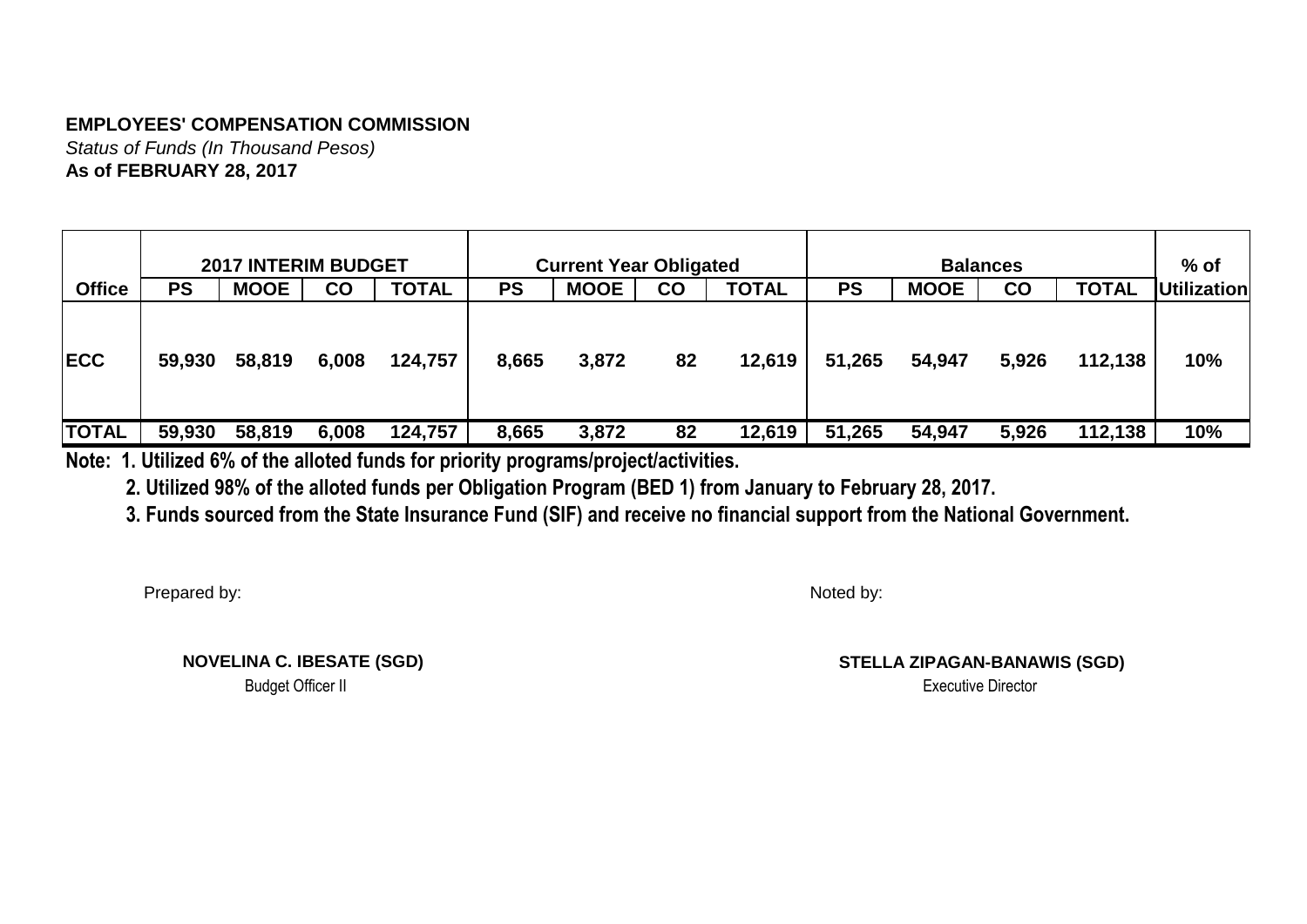**EMPLOYEES' COMPENSATION COMMISSION**

*Status of Funds (In Thousand Pesos)*

**As of FEBRUARY 28, 2017**

| Office | 2017 INTERIM BUDGET | | | | Current Year Obligated | | | | Balances | | | | % of Utilization |
|---|---|---|---|---|---|---|---|---|---|---|---|---|---|
| | PS | MOOE | CO | TOTAL | PS | MOOE | CO | TOTAL | PS | MOOE | CO | TOTAL | |
| ECC | 59,930 | 58,819 | 6,008 | 124,757 | 8,665 | 3,872 | 82 | 12,619 | 51,265 | 54,947 | 5,926 | 112,138 | 10% |
| TOTAL | 59,930 | 58,819 | 6,008 | 124,757 | 8,665 | 3,872 | 82 | 12,619 | 51,265 | 54,947 | 5,926 | 112,138 | 10% |

**Note: 1. Utilized 6% of the alloted funds for priority programs/project/activities.**

**2. Utilized 98% of the alloted funds per Obligation Program (BED 1) from January to February 28, 2017.**

**3. Funds sourced from the State Insurance Fund (SIF) and receive no financial support from the National Government.**

Prepared by:

**NOVELINA C. IBESATE (SGD)**
Budget Officer II

Noted by:

**STELLA ZIPAGAN-BANAWIS (SGD)**
Executive Director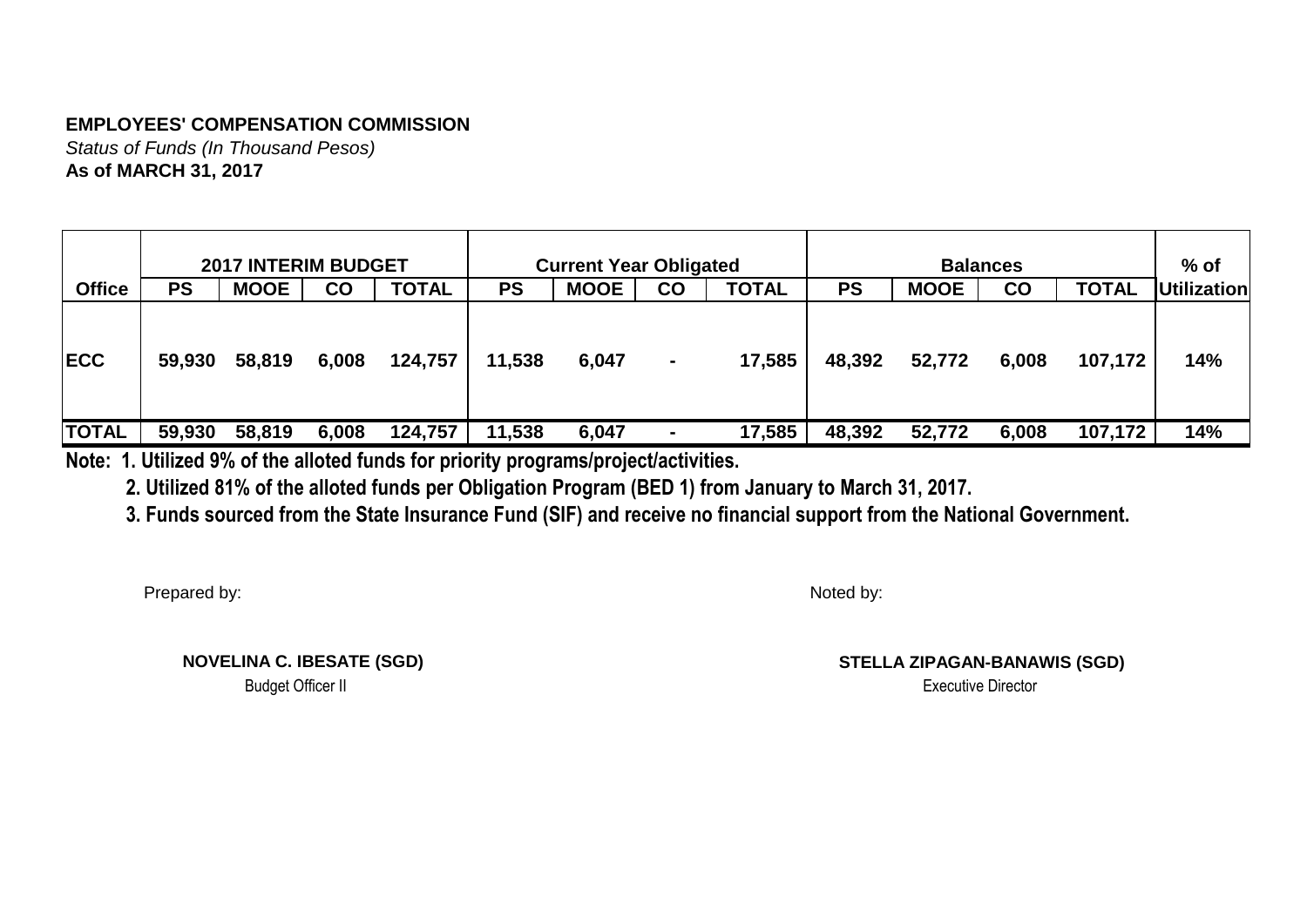**EMPLOYEES' COMPENSATION COMMISSION**

*Status of Funds (In Thousand Pesos)*

**As of MARCH 31, 2017**

| Office | 2017 INTERIM BUDGET | | | | Current Year Obligated | | | | Balances | | | | % of |
|---|---|---|---|---|---|---|---|---|---|---|---|---|---|
| | PS | MOOE | CO | TOTAL | PS | MOOE | CO | TOTAL | PS | MOOE | CO | TOTAL | Utilization |
| ECC | 59,930 | 58,819 | 6,008 | 124,757 | 11,538 | 6,047 | - | 17,585 | 48,392 | 52,772 | 6,008 | 107,172 | 14% |
| TOTAL | 59,930 | 58,819 | 6,008 | 124,757 | 11,538 | 6,047 | - | 17,585 | 48,392 | 52,772 | 6,008 | 107,172 | 14% |

**Note: 1. Utilized 9% of the alloted funds for priority programs/project/activities.**

**2. Utilized 81% of the alloted funds per Obligation Program (BED 1) from January to March 31, 2017.**

**3. Funds sourced from the State Insurance Fund (SIF) and receive no financial support from the National Government.**

Prepared by:

**NOVELINA C. IBESATE (SGD)**
Budget Officer II

Noted by:

**STELLA ZIPAGAN-BANAWIS (SGD)**
Executive Director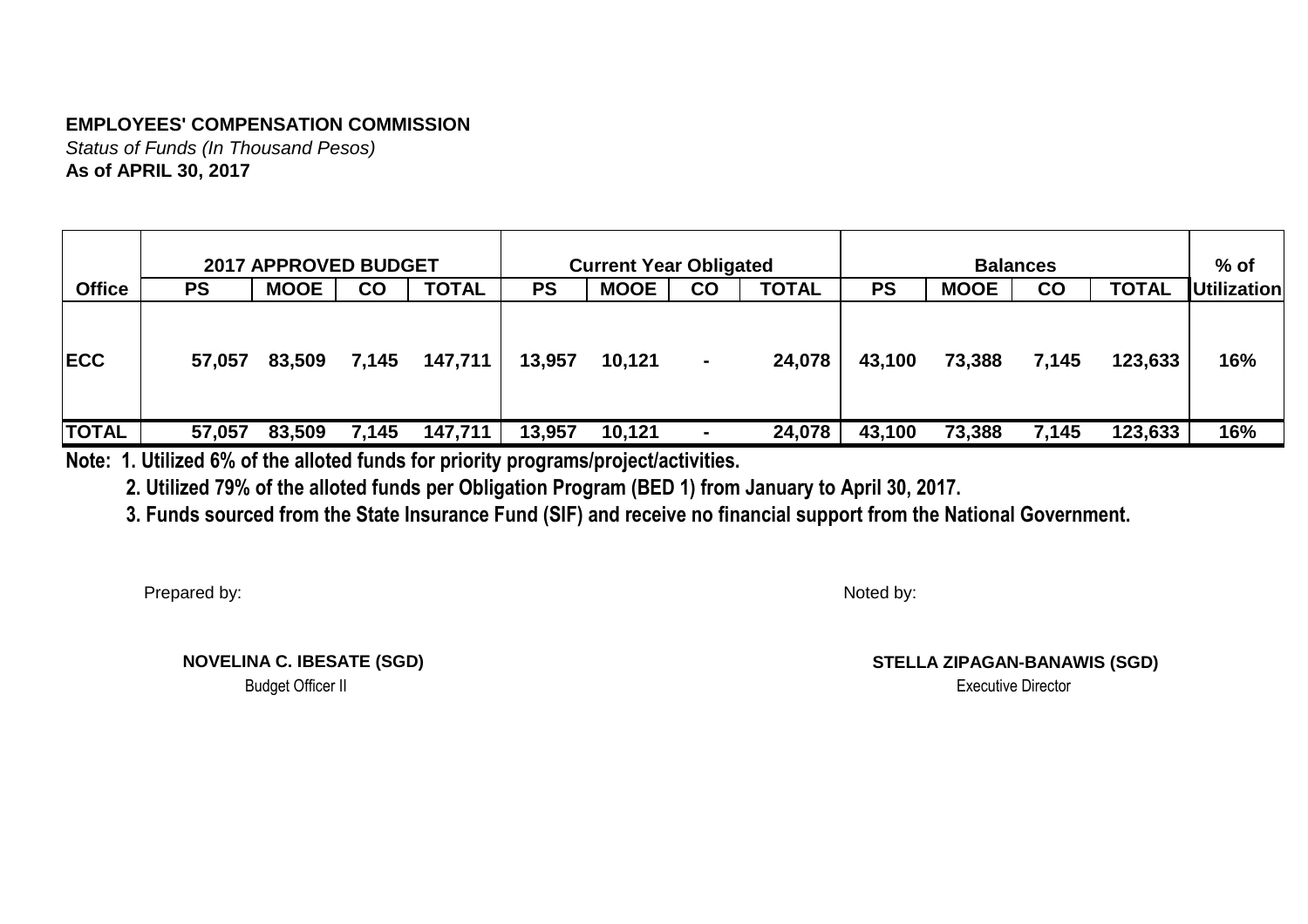**EMPLOYEES' COMPENSATION COMMISSION**
*Status of Funds (In Thousand Pesos)*
**As of APRIL 30, 2017**

| | 2017 APPROVED BUDGET | | | | Current Year Obligated | | | | Balances | | | | % of |
|---|---|---|---|---|---|---|---|---|---|---|---|---|---|
| **Office** | **PS** | **MOOE** | **CO** | **TOTAL** | **PS** | **MOOE** | **CO** | **TOTAL** | **PS** | **MOOE** | **CO** | **TOTAL** | **Utilization** |
| **ECC** | 57,057 | 83,509 | 7,145 | 147,711 | 13,957 | 10,121 | - | 24,078 | 43,100 | 73,388 | 7,145 | 123,633 | 16% |
| **TOTAL** | 57,057 | 83,509 | 7,145 | 147,711 | 13,957 | 10,121 | - | 24,078 | 43,100 | 73,388 | 7,145 | 123,633 | 16% |

**Note: 1. Utilized 6% of the alloted funds for priority programs/project/activities.**

**2. Utilized 79% of the alloted funds per Obligation Program (BED 1) from January to April 30, 2017.**

**3. Funds sourced from the State Insurance Fund (SIF) and receive no financial support from the National Government.**

Prepared by:

**NOVELINA C. IBESATE (SGD)**
Budget Officer II

Noted by:

**STELLA ZIPAGAN-BANAWIS (SGD)**
Executive Director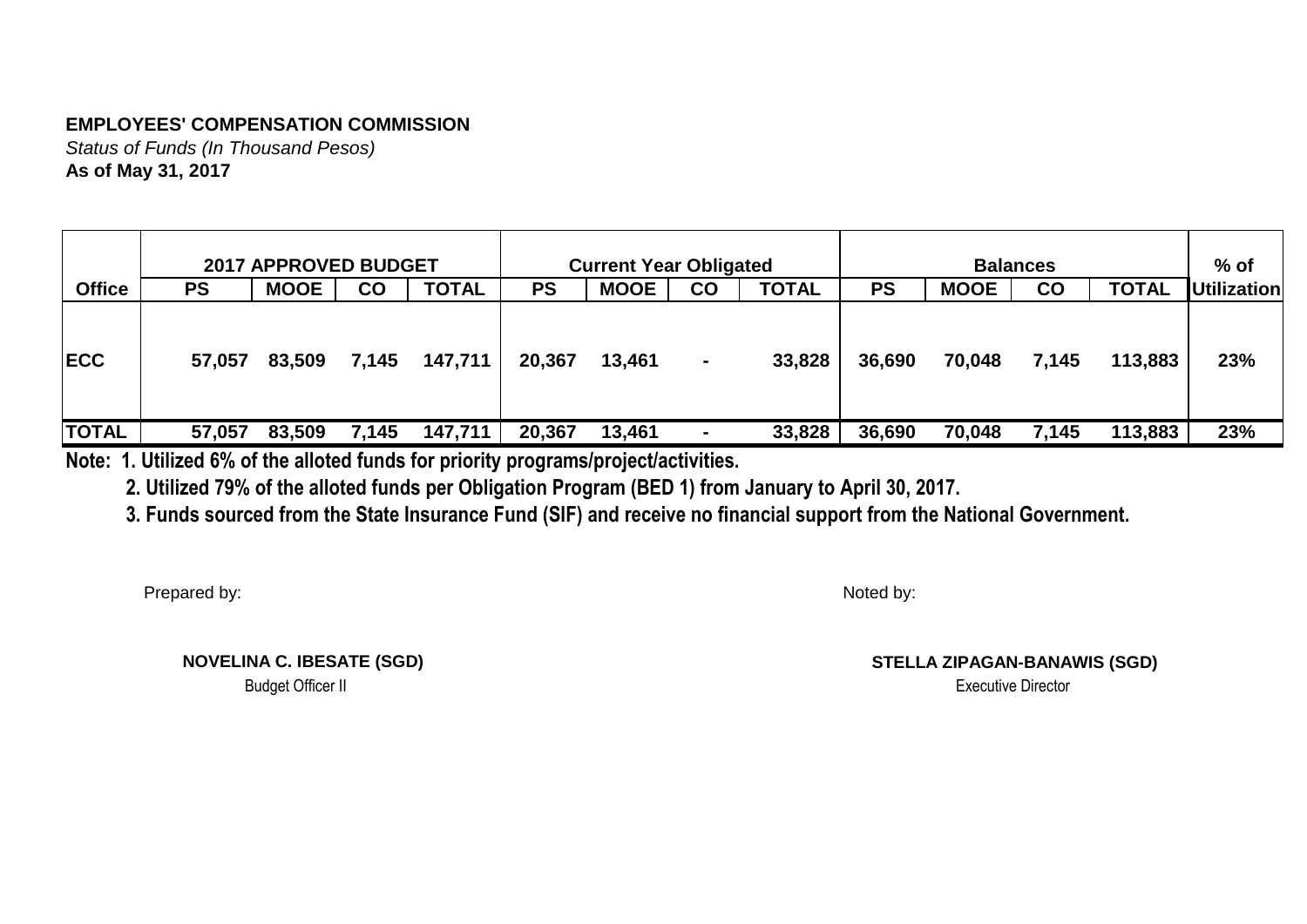**EMPLOYEES' COMPENSATION COMMISSION**

*Status of Funds (In Thousand Pesos)*

**As of May 31, 2017**

| | 2017 APPROVED BUDGET | | | | Current Year Obligated | | | | Balances | | | | % of |
|---|---|---|---|---|---|---|---|---|---|---|---|---|---|
| **Office** | **PS** | **MOOE** | **CO** | **TOTAL** | **PS** | **MOOE** | **CO** | **TOTAL** | **PS** | **MOOE** | **CO** | **TOTAL** | **Utilization** |
| **ECC** | 57,057 | 83,509 | 7,145 | 147,711 | 20,367 | 13,461 | - | 33,828 | 36,690 | 70,048 | 7,145 | 113,883 | 23% |
| **TOTAL** | 57,057 | 83,509 | 7,145 | 147,711 | 20,367 | 13,461 | - | 33,828 | 36,690 | 70,048 | 7,145 | 113,883 | 23% |

**Note: 1. Utilized 6% of the alloted funds for priority programs/project/activities.**

**2. Utilized 79% of the alloted funds per Obligation Program (BED 1) from January to April 30, 2017.**

**3. Funds sourced from the State Insurance Fund (SIF) and receive no financial support from the National Government.**

Prepared by:

**NOVELINA C. IBESATE (SGD)**
Budget Officer II

Noted by:

**STELLA ZIPAGAN-BANAWIS (SGD)**
Executive Director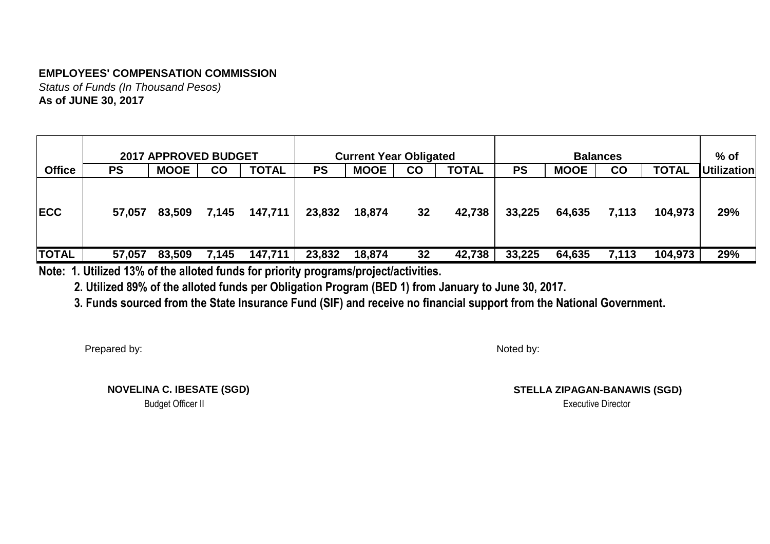**EMPLOYEES' COMPENSATION COMMISSION**
*Status of Funds (In Thousand Pesos)*
**As of JUNE 30, 2017**

| | 2017 APPROVED BUDGET | | | | Current Year Obligated | | | | Balances | | | | % of |
|---|---|---|---|---|---|---|---|---|---|---|---|---|---|
| **Office** | **PS** | **MOOE** | **CO** | **TOTAL** | **PS** | **MOOE** | **CO** | **TOTAL** | **PS** | **MOOE** | **CO** | **TOTAL** | **Utilization** |
| **ECC** | 57,057 | 83,509 | 7,145 | 147,711 | 23,832 | 18,874 | 32 | 42,738 | 33,225 | 64,635 | 7,113 | 104,973 | 29% |
| **TOTAL** | 57,057 | 83,509 | 7,145 | 147,711 | 23,832 | 18,874 | 32 | 42,738 | 33,225 | 64,635 | 7,113 | 104,973 | 29% |

**Note: 1. Utilized 13% of the alloted funds for priority programs/project/activities.**

**2. Utilized 89% of the alloted funds per Obligation Program (BED 1) from January to June 30, 2017.**

**3. Funds sourced from the State Insurance Fund (SIF) and receive no financial support from the National Government.**

Prepared by:

**NOVELINA C. IBESATE (SGD)**
Budget Officer II

Noted by:

**STELLA ZIPAGAN-BANAWIS (SGD)**
Executive Director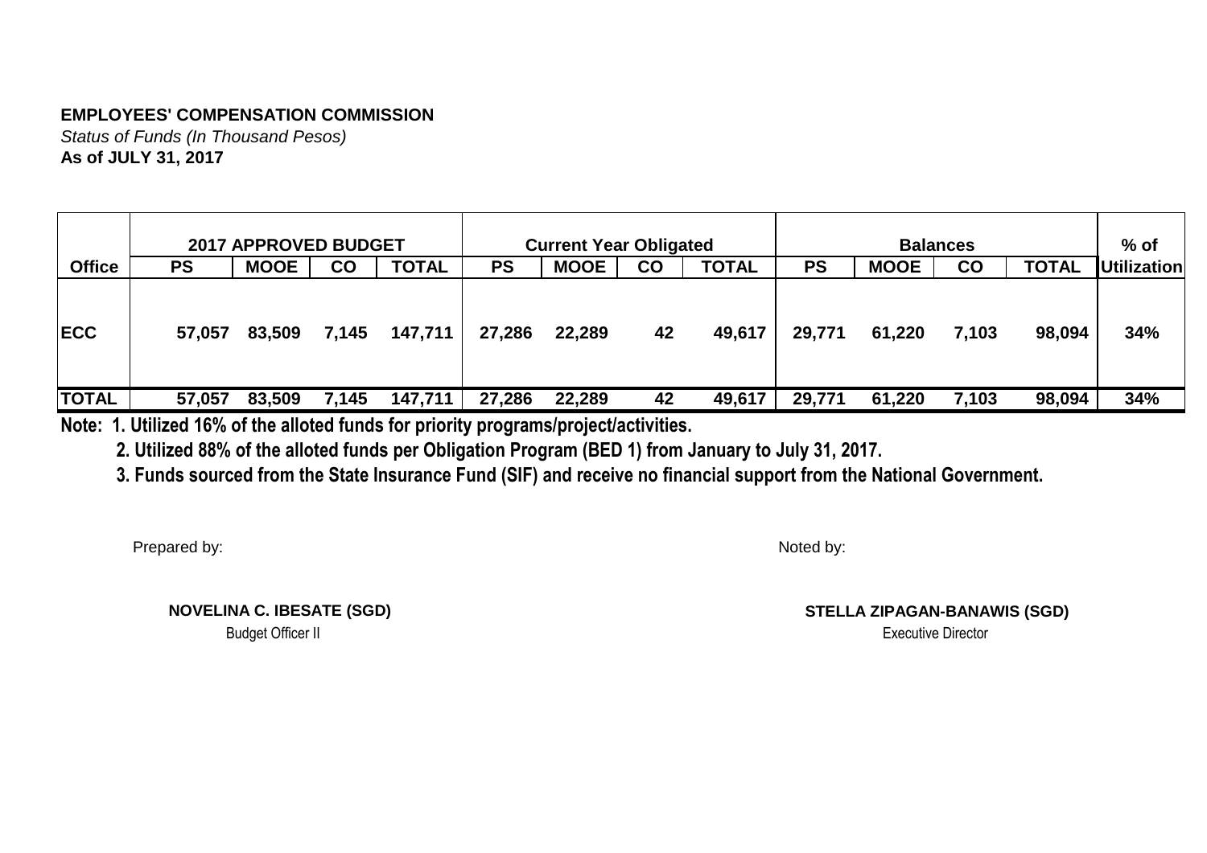**EMPLOYEES' COMPENSATION COMMISSION**

*Status of Funds (In Thousand Pesos)*

**As of JULY 31, 2017**

| Office | 2017 APPROVED BUDGET | | | | Current Year Obligated | | | | Balances | | | | % of Utilization |
|---|---|---|---|---|---|---|---|---|---|---|---|---|---|
| | PS | MOOE | CO | TOTAL | PS | MOOE | CO | TOTAL | PS | MOOE | CO | TOTAL | |
| ECC | 57,057 | 83,509 | 7,145 | 147,711 | 27,286 | 22,289 | 42 | 49,617 | 29,771 | 61,220 | 7,103 | 98,094 | 34% |
| TOTAL | 57,057 | 83,509 | 7,145 | 147,711 | 27,286 | 22,289 | 42 | 49,617 | 29,771 | 61,220 | 7,103 | 98,094 | 34% |

**Note: 1. Utilized 16% of the alloted funds for priority programs/project/activities.**

**2. Utilized 88% of the alloted funds per Obligation Program (BED 1) from January to July 31, 2017.**

**3. Funds sourced from the State Insurance Fund (SIF) and receive no financial support from the National Government.**

Prepared by:

**NOVELINA C. IBESATE (SGD)**
Budget Officer II

Noted by:

**STELLA ZIPAGAN-BANAWIS (SGD)**
Executive Director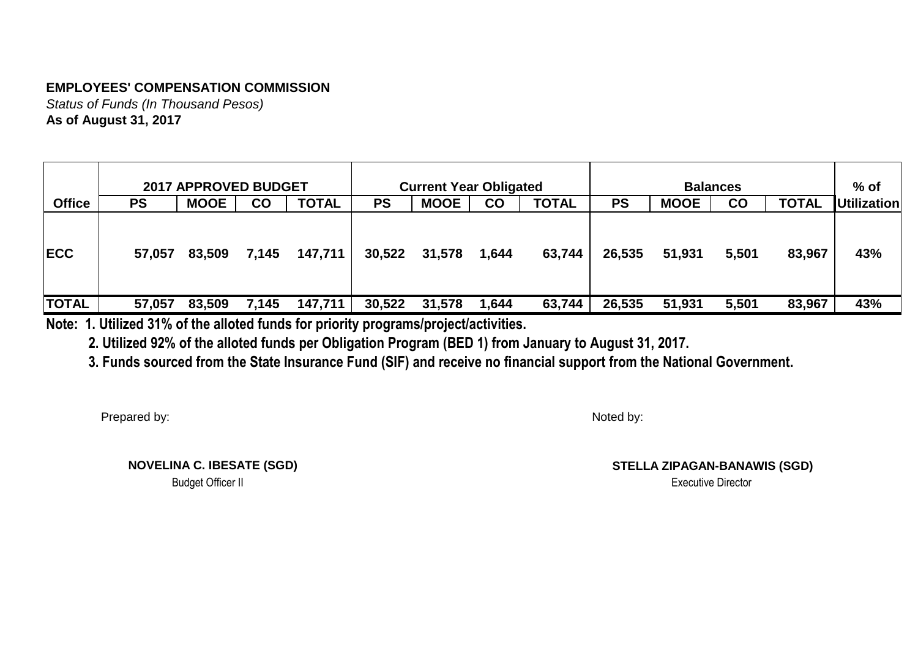**EMPLOYEES' COMPENSATION COMMISSION**

*Status of Funds (In Thousand Pesos)*

**As of August 31, 2017**

| | 2017 APPROVED BUDGET | | | | Current Year Obligated | | | | Balances | | | | % of |
|---|---|---|---|---|---|---|---|---|---|---|---|---|---|
| **Office** | **PS** | **MOOE** | **CO** | **TOTAL** | **PS** | **MOOE** | **CO** | **TOTAL** | **PS** | **MOOE** | **CO** | **TOTAL** | **Utilization** |
| **ECC** | 57,057 | 83,509 | 7,145 | 147,711 | 30,522 | 31,578 | 1,644 | 63,744 | 26,535 | 51,931 | 5,501 | 83,967 | 43% |
| **TOTAL** | 57,057 | 83,509 | 7,145 | 147,711 | 30,522 | 31,578 | 1,644 | 63,744 | 26,535 | 51,931 | 5,501 | 83,967 | 43% |

**Note: 1. Utilized 31% of the alloted funds for priority programs/project/activities.**

**2. Utilized 92% of the alloted funds per Obligation Program (BED 1) from January to August 31, 2017.**

**3. Funds sourced from the State Insurance Fund (SIF) and receive no financial support from the National Government.**

Prepared by:

**NOVELINA C. IBESATE (SGD)**
Budget Officer II

Noted by:

**STELLA ZIPAGAN-BANAWIS (SGD)**
Executive Director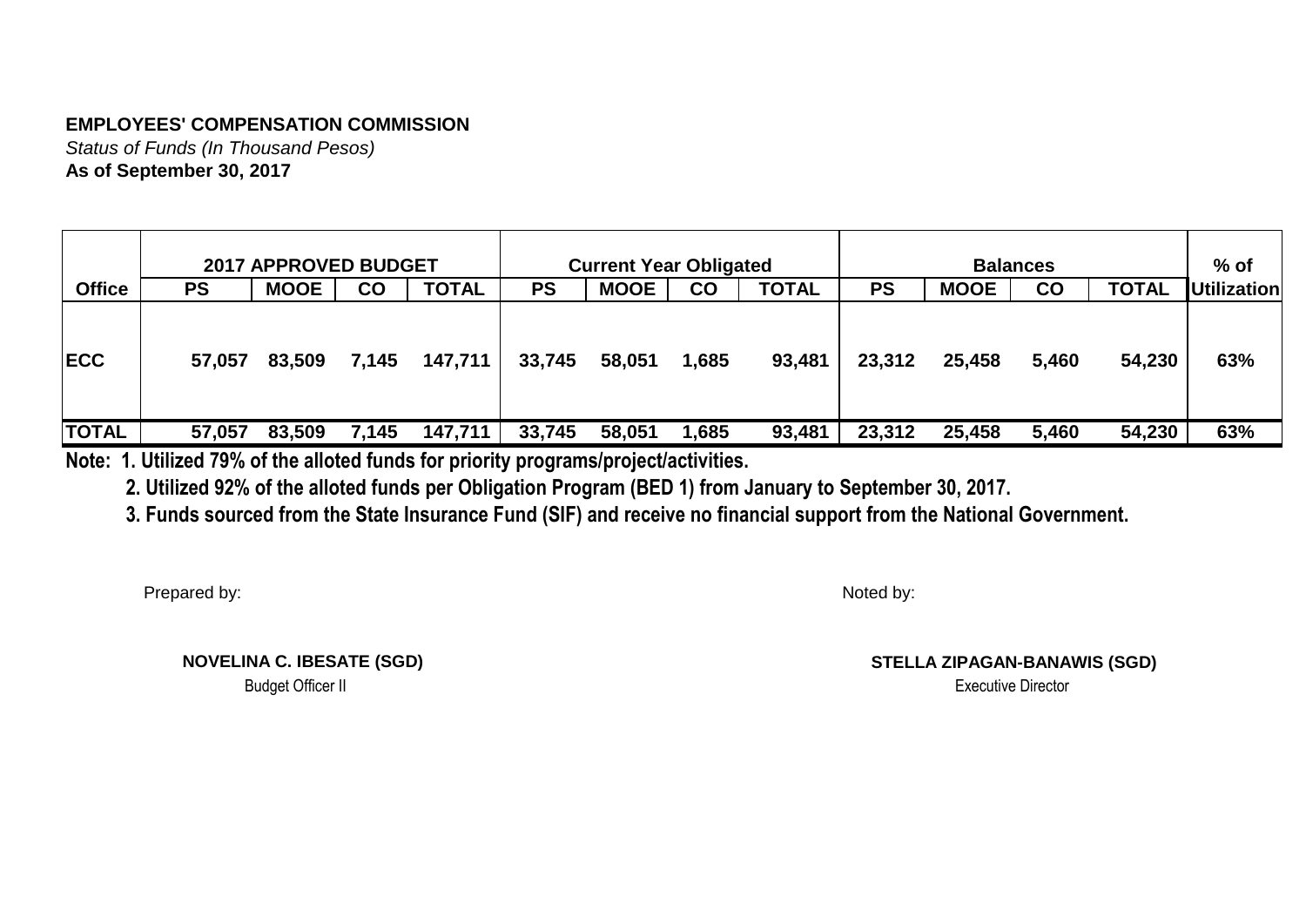**EMPLOYEES' COMPENSATION COMMISSION**
*Status of Funds (In Thousand Pesos)*
**As of September 30, 2017**

| Office | 2017 APPROVED BUDGET | | | | Current Year Obligated | | | | Balances | | | | % of Utilization |
|---|---|---|---|---|---|---|---|---|---|---|---|---|---|
| | PS | MOOE | CO | TOTAL | PS | MOOE | CO | TOTAL | PS | MOOE | CO | TOTAL | |
| ECC | 57,057 | 83,509 | 7,145 | 147,711 | 33,745 | 58,051 | 1,685 | 93,481 | 23,312 | 25,458 | 5,460 | 54,230 | 63% |
| TOTAL | 57,057 | 83,509 | 7,145 | 147,711 | 33,745 | 58,051 | 1,685 | 93,481 | 23,312 | 25,458 | 5,460 | 54,230 | 63% |

**Note: 1. Utilized 79% of the alloted funds for priority programs/project/activities.**

**2. Utilized 92% of the alloted funds per Obligation Program (BED 1) from January to September 30, 2017.**

**3. Funds sourced from the State Insurance Fund (SIF) and receive no financial support from the National Government.**

Prepared by:

**NOVELINA C. IBESATE (SGD)**
Budget Officer II

Noted by:

**STELLA ZIPAGAN-BANAWIS (SGD)**
Executive Director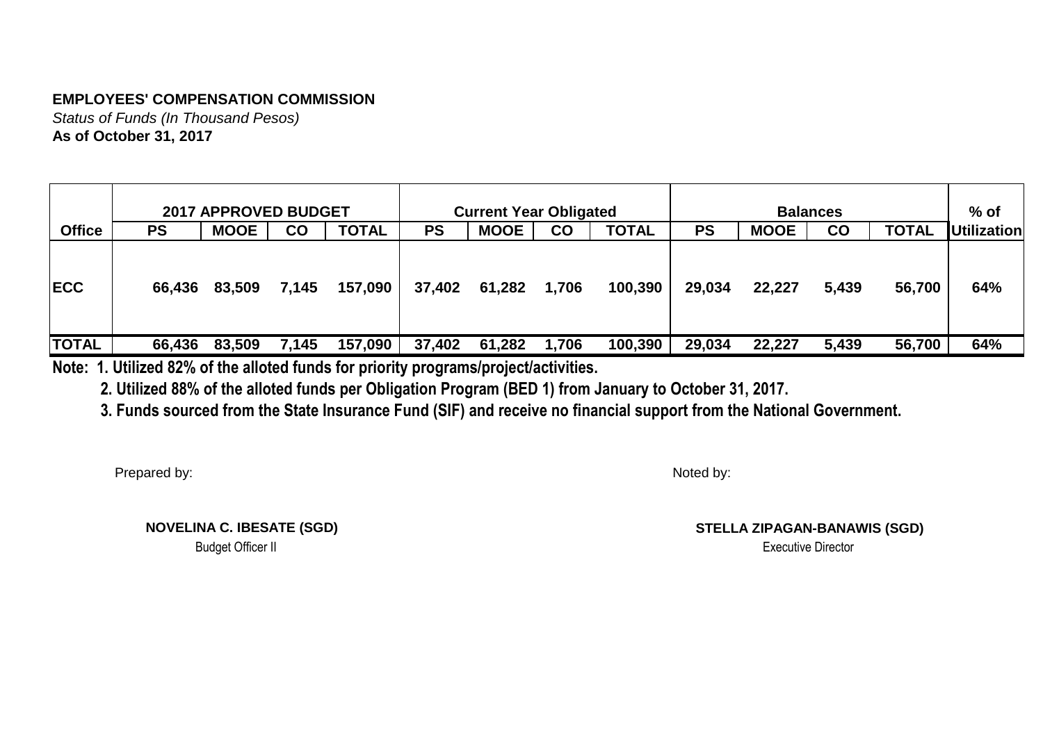**EMPLOYEES' COMPENSATION COMMISSION**
*Status of Funds (In Thousand Pesos)*
**As of October 31, 2017**

| | 2017 APPROVED BUDGET | | | | Current Year Obligated | | | | Balances | | | | % of |
|---|---|---|---|---|---|---|---|---|---|---|---|---|---|
| **Office** | **PS** | **MOOE** | **CO** | **TOTAL** | **PS** | **MOOE** | **CO** | **TOTAL** | **PS** | **MOOE** | **CO** | **TOTAL** | **Utilization** |
| **ECC** | 66,436 | 83,509 | 7,145 | 157,090 | 37,402 | 61,282 | 1,706 | 100,390 | 29,034 | 22,227 | 5,439 | 56,700 | 64% |
| **TOTAL** | 66,436 | 83,509 | 7,145 | 157,090 | 37,402 | 61,282 | 1,706 | 100,390 | 29,034 | 22,227 | 5,439 | 56,700 | 64% |

**Note: 1. Utilized 82% of the alloted funds for priority programs/project/activities.**

**2. Utilized 88% of the alloted funds per Obligation Program (BED 1) from January to October 31, 2017.**

**3. Funds sourced from the State Insurance Fund (SIF) and receive no financial support from the National Government.**

Prepared by:

**NOVELINA C. IBESATE (SGD)**
Budget Officer II

Noted by:

**STELLA ZIPAGAN-BANAWIS (SGD)**
Executive Director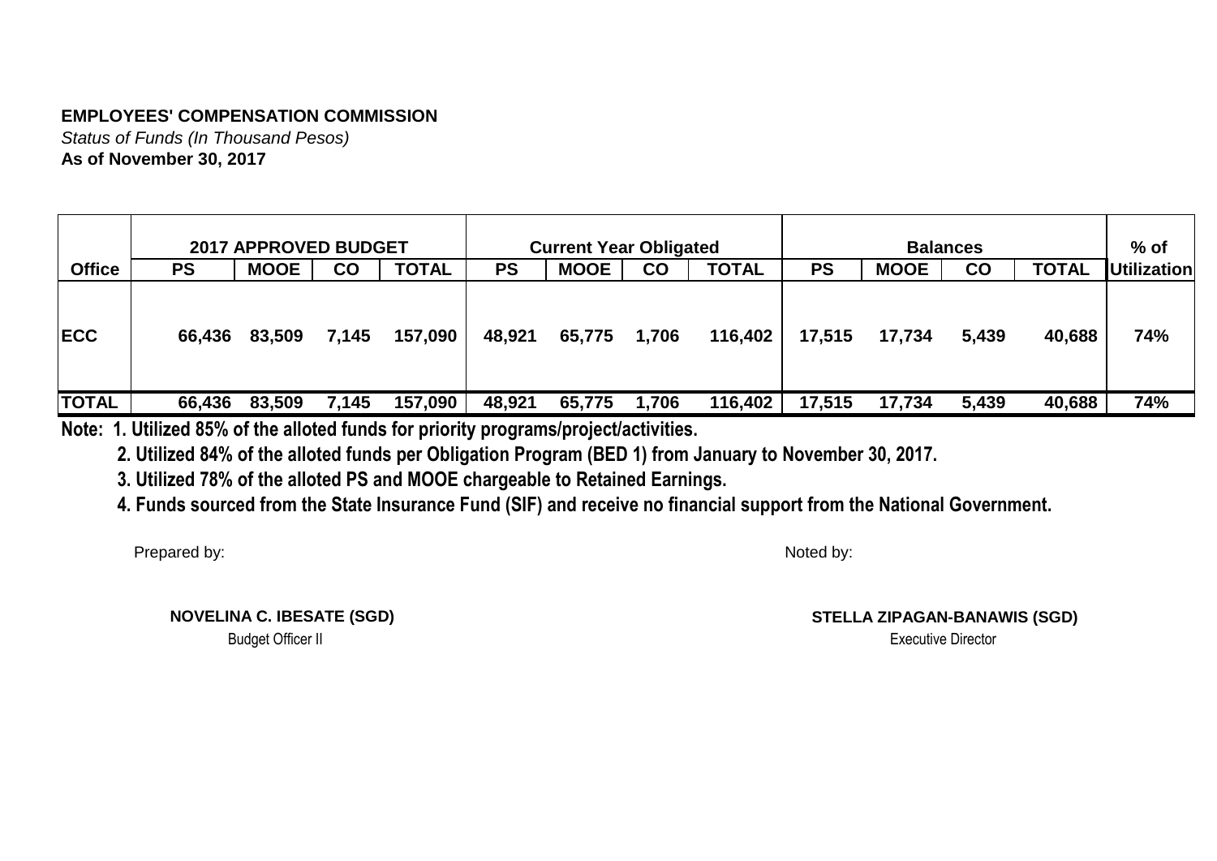**EMPLOYEES' COMPENSATION COMMISSION**

*Status of Funds (In Thousand Pesos)*

**As of November 30, 2017**

| | 2017 APPROVED BUDGET | | | | Current Year Obligated | | | | Balances | | | | % of |
|---|---|---|---|---|---|---|---|---|---|---|---|---|---|
| **Office** | **PS** | **MOOE** | **CO** | **TOTAL** | **PS** | **MOOE** | **CO** | **TOTAL** | **PS** | **MOOE** | **CO** | **TOTAL** | **Utilization** |
| **ECC** | 66,436 | 83,509 | 7,145 | 157,090 | 48,921 | 65,775 | 1,706 | 116,402 | 17,515 | 17,734 | 5,439 | 40,688 | 74% |
| **TOTAL** | 66,436 | 83,509 | 7,145 | 157,090 | 48,921 | 65,775 | 1,706 | 116,402 | 17,515 | 17,734 | 5,439 | 40,688 | 74% |

**Note: 1. Utilized 85% of the alloted funds for priority programs/project/activities.**

**2. Utilized 84% of the alloted funds per Obligation Program (BED 1) from January to November 30, 2017.**

**3. Utilized 78% of the alloted PS and MOOE chargeable to Retained Earnings.**

**4. Funds sourced from the State Insurance Fund (SIF) and receive no financial support from the National Government.**

Prepared by:

**NOVELINA C. IBESATE (SGD)**
Budget Officer II

Noted by:

**STELLA ZIPAGAN-BANAWIS (SGD)**
Executive Director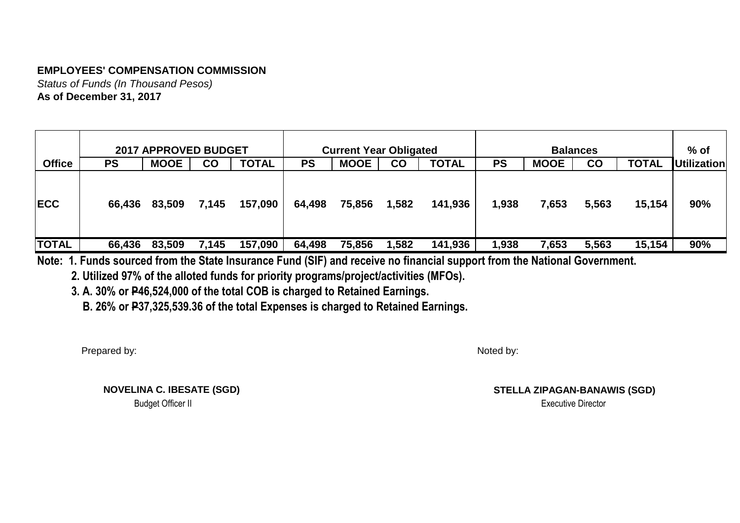**EMPLOYEES' COMPENSATION COMMISSION**

*Status of Funds (In Thousand Pesos)*

**As of December 31, 2017**

| Office | 2017 APPROVED BUDGET | | | | Current Year Obligated | | | | Balances | | | | % of |
|---|---|---|---|---|---|---|---|---|---|---|---|---|---|
| | PS | MOOE | CO | TOTAL | PS | MOOE | CO | TOTAL | PS | MOOE | CO | TOTAL | Utilization |
| ECC | 66,436 | 83,509 | 7,145 | 157,090 | 64,498 | 75,856 | 1,582 | 141,936 | 1,938 | 7,653 | 5,563 | 15,154 | 90% |
| TOTAL | 66,436 | 83,509 | 7,145 | 157,090 | 64,498 | 75,856 | 1,582 | 141,936 | 1,938 | 7,653 | 5,563 | 15,154 | 90% |

**Note: 1. Funds sourced from the State Insurance Fund (SIF) and receive no financial support from the National Government.**

**2. Utilized 97% of the alloted funds for priority programs/project/activities (MFOs).**

**3. A. 30% or ₱46,524,000 of the total COB is charged to Retained Earnings.**

**B. 26% or ₱37,325,539.36 of the total Expenses is charged to Retained Earnings.**

Prepared by:

**NOVELINA C. IBESATE (SGD)**
Budget Officer II

Noted by:

**STELLA ZIPAGAN-BANAWIS (SGD)**
Executive Director